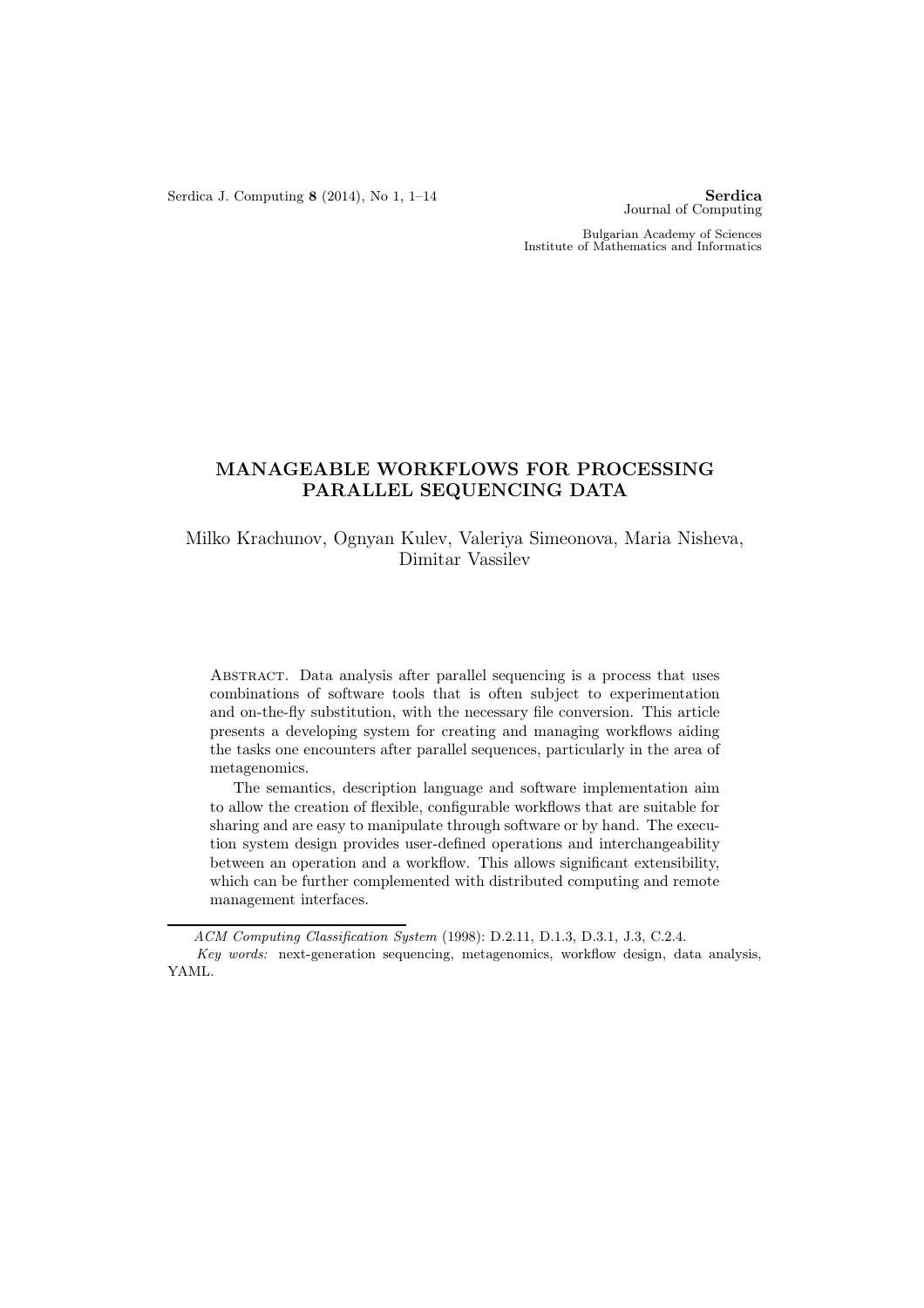Serdica Journal of Computing

Bulgarian Academy of Sciences
Institute of Mathematics and Informatics

# MANAGEABLE WORKFLOWS FOR PROCESSING PARALLEL SEQUENCING DATA

Milko Krachunov, Ognyan Kulev, Valeriya Simeonova, Maria Nisheva, Dimitar Vassilev

Abstract. Data analysis after parallel sequencing is a process that uses combinations of software tools that is often subject to experimentation and on-the-fly substitution, with the necessary file conversion. This article presents a developing system for creating and managing workflows aiding the tasks one encounters after parallel sequences, particularly in the area of metagenomics.

The semantics, description language and software implementation aim to allow the creation of flexible, configurable workflows that are suitable for sharing and are easy to manipulate through software or by hand. The execution system design provides user-defined operations and interchangeability between an operation and a workflow. This allows significant extensibility, which can be further complemented with distributed computing and remote management interfaces.

*ACM Computing Classification System* (1998): D.2.11, D.1.3, D.3.1, J.3, C.2.4.

*Key words:* next-generation sequencing, metagenomics, workflow design, data analysis, YAML.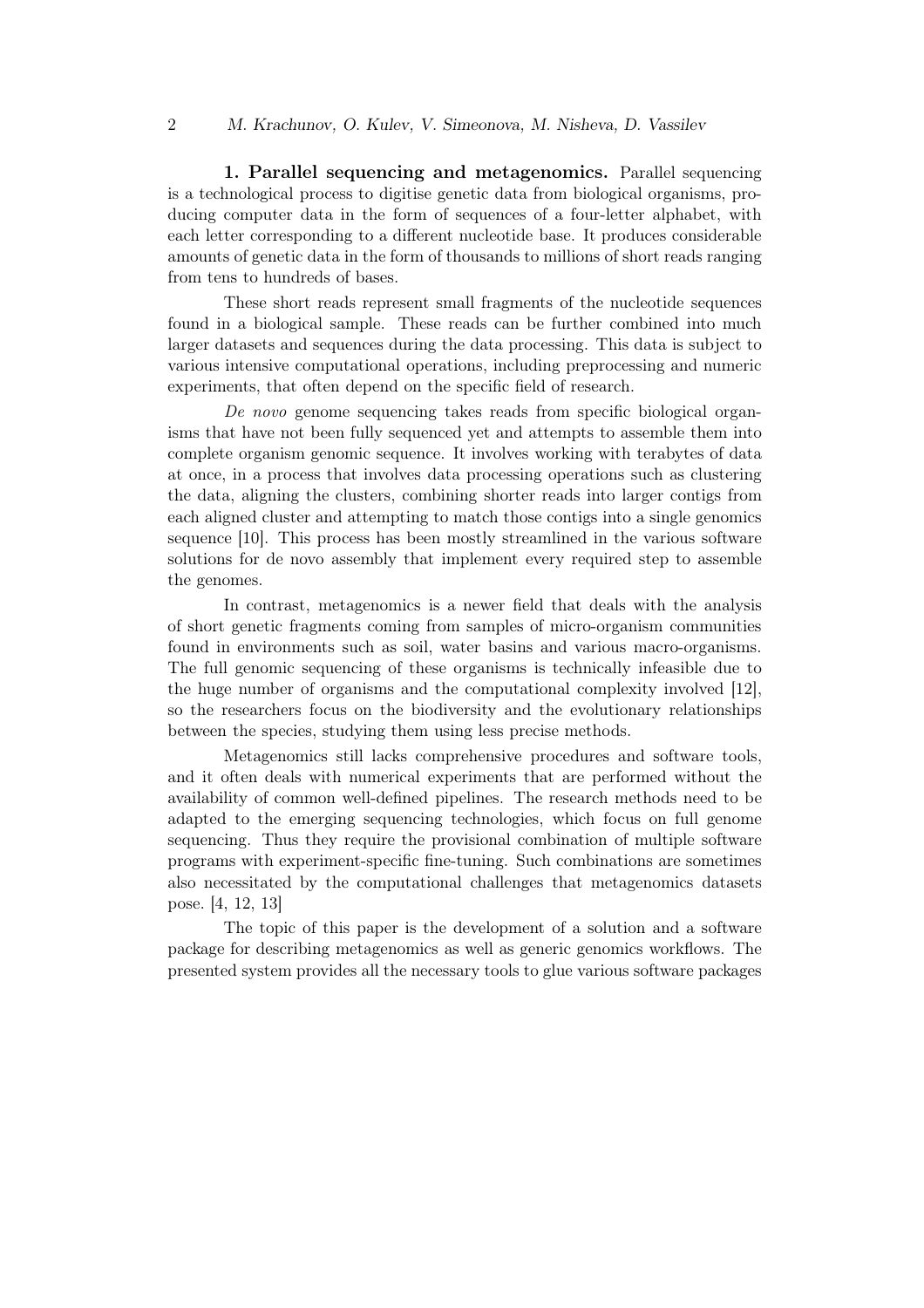## 1. Parallel sequencing and metagenomics.

Parallel sequencing is a technological process to digitise genetic data from biological organisms, producing computer data in the form of sequences of a four-letter alphabet, with each letter corresponding to a different nucleotide base. It produces considerable amounts of genetic data in the form of thousands to millions of short reads ranging from tens to hundreds of bases.

These short reads represent small fragments of the nucleotide sequences found in a biological sample. These reads can be further combined into much larger datasets and sequences during the data processing. This data is subject to various intensive computational operations, including preprocessing and numeric experiments, that often depend on the specific field of research.

*De novo* genome sequencing takes reads from specific biological organisms that have not been fully sequenced yet and attempts to assemble them into complete organism genomic sequence. It involves working with terabytes of data at once, in a process that involves data processing operations such as clustering the data, aligning the clusters, combining shorter reads into larger contigs from each aligned cluster and attempting to match those contigs into a single genomics sequence [10]. This process has been mostly streamlined in the various software solutions for de novo assembly that implement every required step to assemble the genomes.

In contrast, metagenomics is a newer field that deals with the analysis of short genetic fragments coming from samples of micro-organism communities found in environments such as soil, water basins and various macro-organisms. The full genomic sequencing of these organisms is technically infeasible due to the huge number of organisms and the computational complexity involved [12], so the researchers focus on the biodiversity and the evolutionary relationships between the species, studying them using less precise methods.

Metagenomics still lacks comprehensive procedures and software tools, and it often deals with numerical experiments that are performed without the availability of common well-defined pipelines. The research methods need to be adapted to the emerging sequencing technologies, which focus on full genome sequencing. Thus they require the provisional combination of multiple software programs with experiment-specific fine-tuning. Such combinations are sometimes also necessitated by the computational challenges that metagenomics datasets pose. [4, 12, 13]

The topic of this paper is the development of a solution and a software package for describing metagenomics as well as generic genomics workflows. The presented system provides all the necessary tools to glue various software packages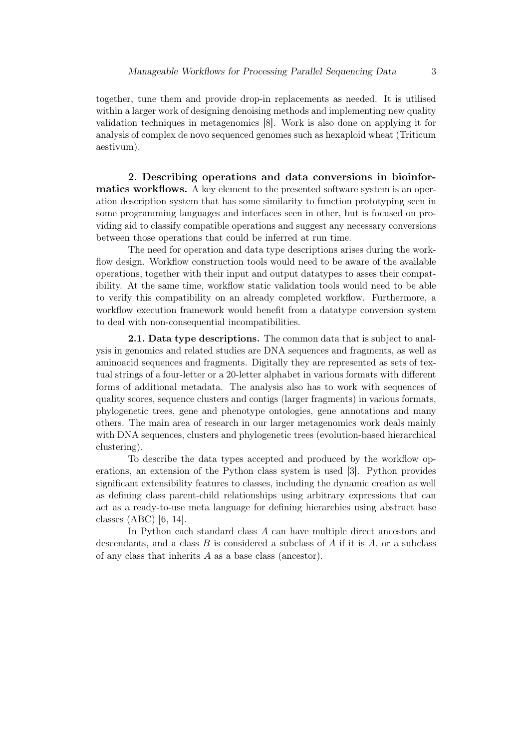together, tune them and provide drop-in replacements as needed. It is utilised within a larger work of designing denoising methods and implementing new quality validation techniques in metagenomics [8]. Work is also done on applying it for analysis of complex de novo sequenced genomes such as hexaploid wheat (Triticum aestivum).

## 2. Describing operations and data conversions in bioinformatics workflows.

A key element to the presented software system is an operation description system that has some similarity to function prototyping seen in some programming languages and interfaces seen in other, but is focused on providing aid to classify compatible operations and suggest any necessary conversions between those operations that could be inferred at run time.

The need for operation and data type descriptions arises during the workflow design. Workflow construction tools would need to be aware of the available operations, together with their input and output datatypes to asses their compatibility. At the same time, workflow static validation tools would need to be able to verify this compatibility on an already completed workflow. Furthermore, a workflow execution framework would benefit from a datatype conversion system to deal with non-consequential incompatibilities.

### 2.1. Data type descriptions.

The common data that is subject to analysis in genomics and related studies are DNA sequences and fragments, as well as aminoacid sequences and fragments. Digitally they are represented as sets of textual strings of a four-letter or a 20-letter alphabet in various formats with different forms of additional metadata. The analysis also has to work with sequences of quality scores, sequence clusters and contigs (larger fragments) in various formats, phylogenetic trees, gene and phenotype ontologies, gene annotations and many others. The main area of research in our larger metagenomics work deals mainly with DNA sequences, clusters and phylogenetic trees (evolution-based hierarchical clustering).

To describe the data types accepted and produced by the workflow operations, an extension of the Python class system is used [3]. Python provides significant extensibility features to classes, including the dynamic creation as well as defining class parent-child relationships using arbitrary expressions that can act as a ready-to-use meta language for defining hierarchies using abstract base classes (ABC) [6, 14].

In Python each standard class $A$ can have multiple direct ancestors and descendants, and a class $B$ is considered a subclass of $A$ if it is $A$, or a subclass of any class that inherits $A$ as a base class (ancestor).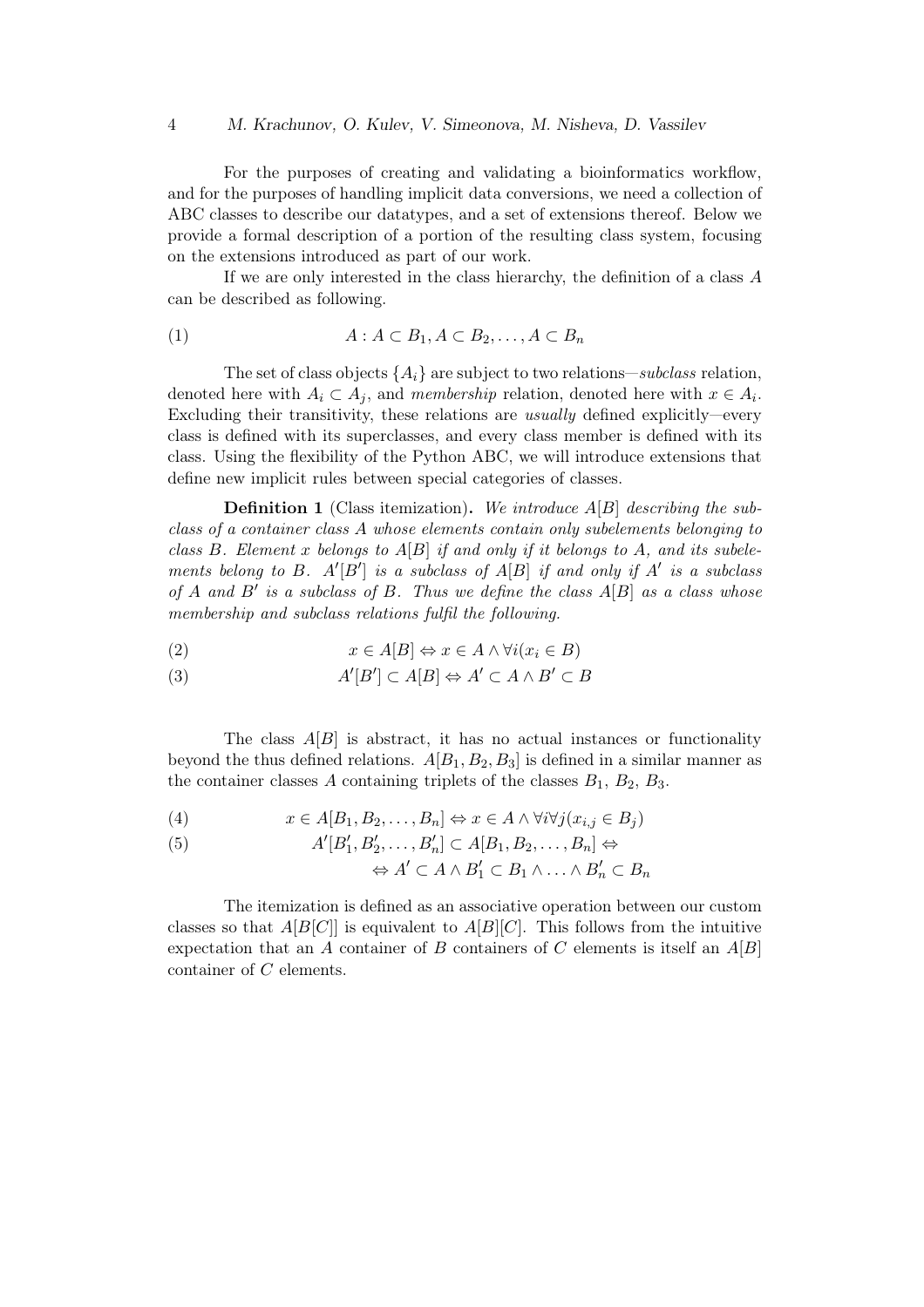For the purposes of creating and validating a bioinformatics workflow, and for the purposes of handling implicit data conversions, we need a collection of ABC classes to describe our datatypes, and a set of extensions thereof. Below we provide a formal description of a portion of the resulting class system, focusing on the extensions introduced as part of our work.

If we are only interested in the class hierarchy, the definition of a class $A$ can be described as following.

$$A : A \subset B_1, A \subset B_2, \ldots, A \subset B_n \tag{1}$$

The set of class objects $\{A_i\}$ are subject to two relations—*subclass* relation, denoted here with $A_i \subset A_j$, and *membership* relation, denoted here with $x \in A_i$. Excluding their transitivity, these relations are *usually* defined explicitly—every class is defined with its superclasses, and every class member is defined with its class. Using the flexibility of the Python ABC, we will introduce extensions that define new implicit rules between special categories of classes.

**Definition 1** (Class itemization). *We introduce $A[B]$ describing the subclass of a container class $A$ whose elements contain only subelements belonging to class $B$. Element $x$ belongs to $A[B]$ if and only if it belongs to $A$, and its subelements belong to $B$. $A'[B']$ is a subclass of $A[B]$ if and only if $A'$ is a subclass of $A$ and $B'$ is a subclass of $B$. Thus we define the class $A[B]$ as a class whose membership and subclass relations fulfil the following.*

$$x \in A[B] \Leftrightarrow x \in A \wedge \forall i (x_i \in B) \tag{2}$$

$$A'[B'] \subset A[B] \Leftrightarrow A' \subset A \wedge B' \subset B \tag{3}$$

The class $A[B]$ is abstract, it has no actual instances or functionality beyond the thus defined relations. $A[B_1, B_2, B_3]$ is defined in a similar manner as the container classes $A$ containing triplets of the classes $B_1$, $B_2$, $B_3$.

$$x \in A[B_1, B_2, \ldots, B_n] \Leftrightarrow x \in A \wedge \forall i \forall j (x_{i,j} \in B_j) \tag{4}$$

$$\begin{aligned} A'[B'_1, B'_2, \ldots, B'_n] \subset A[B_1, B_2, \ldots, B_n] &\Leftrightarrow \\ \Leftrightarrow A' \subset A \wedge B'_1 \subset B_1 \wedge \ldots \wedge B'_n &\subset B_n \end{aligned} \tag{5}$$

The itemization is defined as an associative operation between our custom classes so that $A[B[C]]$ is equivalent to $A[B][C]$. This follows from the intuitive expectation that an $A$ container of $B$ containers of $C$ elements is itself an $A[B]$ container of $C$ elements.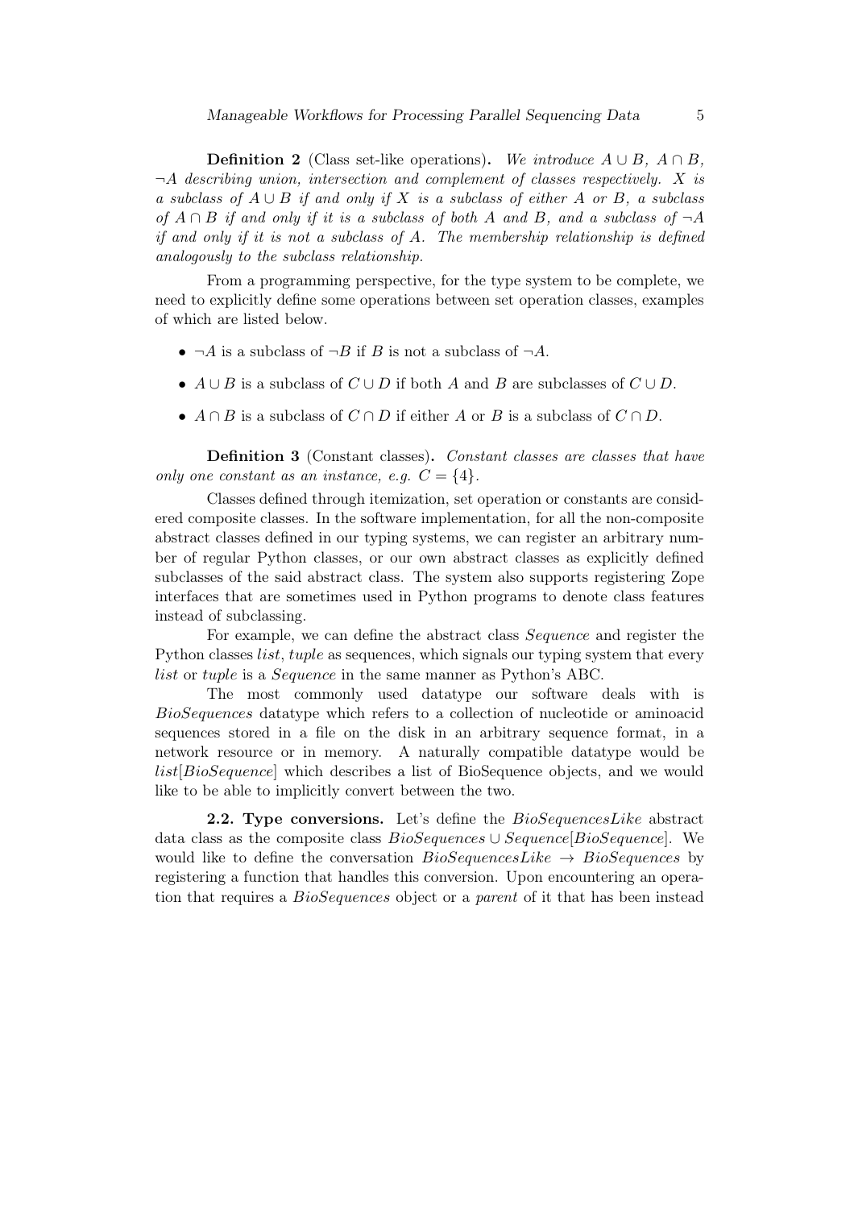**Definition 2** (Class set-like operations)**.** *We introduce $A \cup B$, $A \cap B$, $\neg A$ describing union, intersection and complement of classes respectively. $X$ is a subclass of $A \cup B$ if and only if $X$ is a subclass of either $A$ or $B$, a subclass of $A \cap B$ if and only if it is a subclass of both $A$ and $B$, and a subclass of $\neg A$ if and only if it is not a subclass of $A$. The membership relationship is defined analogously to the subclass relationship.*

From a programming perspective, for the type system to be complete, we need to explicitly define some operations between set operation classes, examples of which are listed below.

- $\neg A$ is a subclass of $\neg B$ if $B$ is not a subclass of $\neg A$.
- $A \cup B$ is a subclass of $C \cup D$ if both $A$ and $B$ are subclasses of $C \cup D$.
- $A \cap B$ is a subclass of $C \cap D$ if either $A$ or $B$ is a subclass of $C \cap D$.

**Definition 3** (Constant classes)**.** *Constant classes are classes that have only one constant as an instance, e.g. $C = \{4\}$.*

Classes defined through itemization, set operation or constants are considered composite classes. In the software implementation, for all the non-composite abstract classes defined in our typing systems, we can register an arbitrary number of regular Python classes, or our own abstract classes as explicitly defined subclasses of the said abstract class. The system also supports registering Zope interfaces that are sometimes used in Python programs to denote class features instead of subclassing.

For example, we can define the abstract class *Sequence* and register the Python classes *list*, *tuple* as sequences, which signals our typing system that every *list* or *tuple* is a *Sequence* in the same manner as Python's ABC.

The most commonly used datatype our software deals with is *BioSequences* datatype which refers to a collection of nucleotide or aminoacid sequences stored in a file on the disk in an arbitrary sequence format, in a network resource or in memory. A naturally compatible datatype would be *list*[*BioSequence*] which describes a list of BioSequence objects, and we would like to be able to implicitly convert between the two.

**2.2. Type conversions.** Let's define the *BioSequencesLike* abstract data class as the composite class $BioSequences \cup Sequence[BioSequence]$. We would like to define the conversation $BioSequencesLike \rightarrow BioSequences$ by registering a function that handles this conversion. Upon encountering an operation that requires a *BioSequences* object or a *parent* of it that has been instead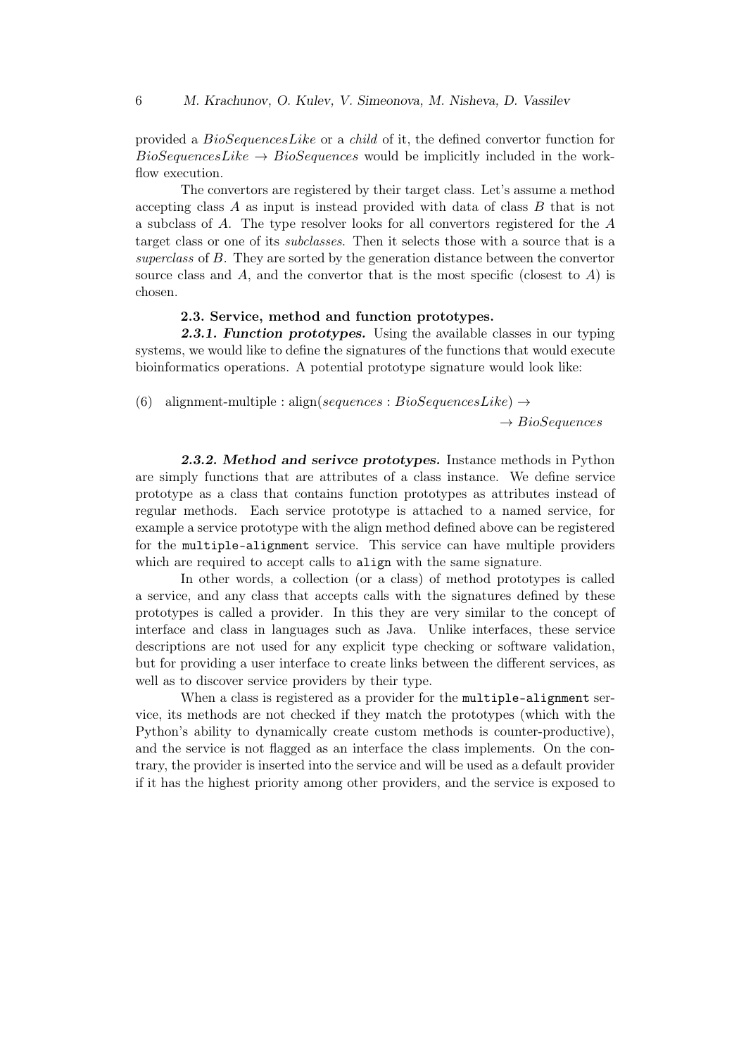provided a *BioSequencesLike* or a *child* of it, the defined convertor function for *BioSequencesLike* → *BioSequences* would be implicitly included in the workflow execution.

The convertors are registered by their target class. Let's assume a method accepting class $A$ as input is instead provided with data of class $B$ that is not a subclass of $A$. The type resolver looks for all convertors registered for the $A$ target class or one of its *subclasses*. Then it selects those with a source that is a *superclass* of $B$. They are sorted by the generation distance between the convertor source class and $A$, and the convertor that is the most specific (closest to $A$) is chosen.

### 2.3. Service, method and function prototypes.

***2.3.1. Function prototypes.*** Using the available classes in our typing systems, we would like to define the signatures of the functions that would execute bioinformatics operations. A potential prototype signature would look like:

$$\text{alignment-multiple} : \text{align}(\mathit{sequences} : \mathit{BioSequencesLike}) \rightarrow \rightarrow \mathit{BioSequences} \tag{6}$$

***2.3.2. Method and serivce prototypes.*** Instance methods in Python are simply functions that are attributes of a class instance. We define service prototype as a class that contains function prototypes as attributes instead of regular methods. Each service prototype is attached to a named service, for example a service prototype with the align method defined above can be registered for the `multiple-alignment` service. This service can have multiple providers which are required to accept calls to `align` with the same signature.

In other words, a collection (or a class) of method prototypes is called a service, and any class that accepts calls with the signatures defined by these prototypes is called a provider. In this they are very similar to the concept of interface and class in languages such as Java. Unlike interfaces, these service descriptions are not used for any explicit type checking or software validation, but for providing a user interface to create links between the different services, as well as to discover service providers by their type.

When a class is registered as a provider for the `multiple-alignment` service, its methods are not checked if they match the prototypes (which with the Python's ability to dynamically create custom methods is counter-productive), and the service is not flagged as an interface the class implements. On the contrary, the provider is inserted into the service and will be used as a default provider if it has the highest priority among other providers, and the service is exposed to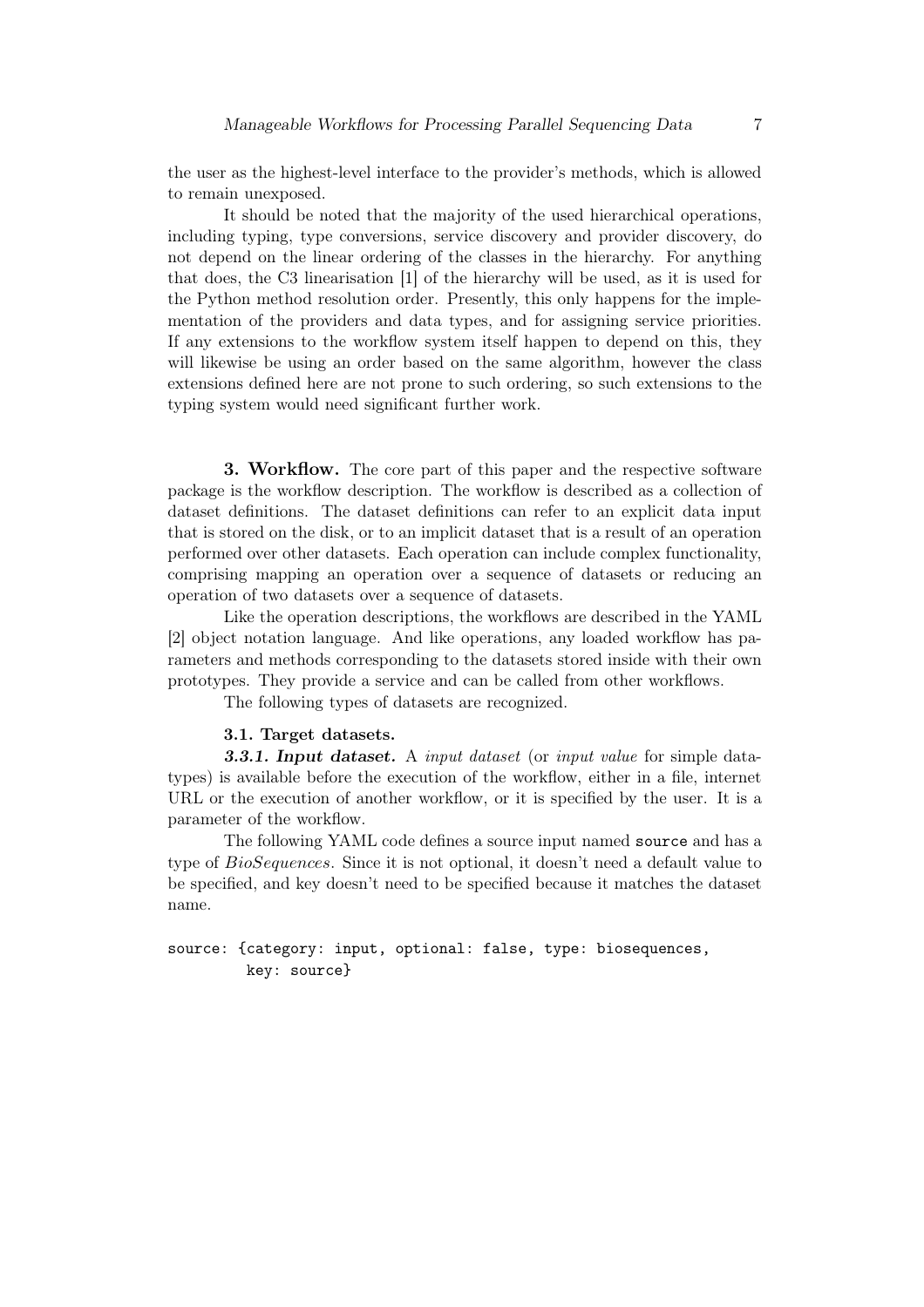the user as the highest-level interface to the provider's methods, which is allowed to remain unexposed.

It should be noted that the majority of the used hierarchical operations, including typing, type conversions, service discovery and provider discovery, do not depend on the linear ordering of the classes in the hierarchy. For anything that does, the C3 linearisation [1] of the hierarchy will be used, as it is used for the Python method resolution order. Presently, this only happens for the implementation of the providers and data types, and for assigning service priorities. If any extensions to the workflow system itself happen to depend on this, they will likewise be using an order based on the same algorithm, however the class extensions defined here are not prone to such ordering, so such extensions to the typing system would need significant further work.

## 3. Workflow.

The core part of this paper and the respective software package is the workflow description. The workflow is described as a collection of dataset definitions. The dataset definitions can refer to an explicit data input that is stored on the disk, or to an implicit dataset that is a result of an operation performed over other datasets. Each operation can include complex functionality, comprising mapping an operation over a sequence of datasets or reducing an operation of two datasets over a sequence of datasets.

Like the operation descriptions, the workflows are described in the YAML [2] object notation language. And like operations, any loaded workflow has parameters and methods corresponding to the datasets stored inside with their own prototypes. They provide a service and can be called from other workflows.

The following types of datasets are recognized.

### 3.1. Target datasets.

#### *3.3.1. Input dataset.*

A *input dataset* (or *input value* for simple datatypes) is available before the execution of the workflow, either in a file, internet URL or the execution of another workflow, or it is specified by the user. It is a parameter of the workflow.

The following YAML code defines a source input named `source` and has a type of *BioSequences*. Since it is not optional, it doesn't need a default value to be specified, and key doesn't need to be specified because it matches the dataset name.

```
source: {category: input, optional: false, type: biosequences,
         key: source}
```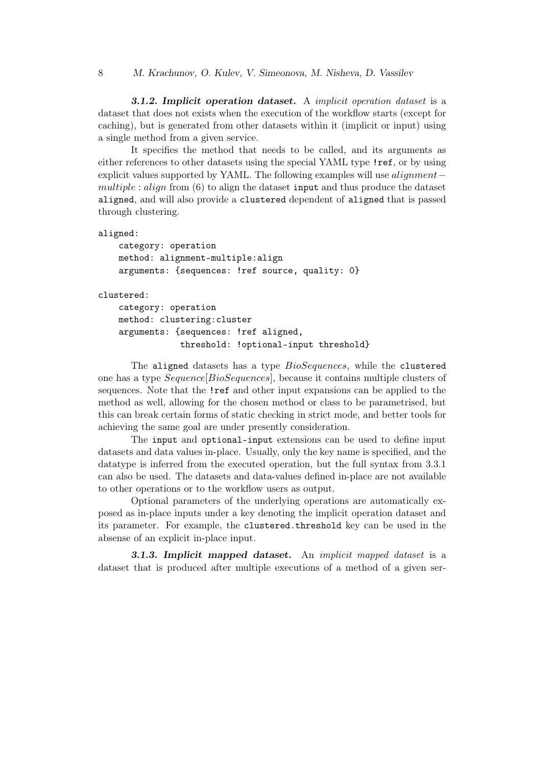**3.1.2. Implicit operation dataset.** A *implicit operation dataset* is a dataset that does not exists when the execution of the workflow starts (except for caching), but is generated from other datasets within it (implicit or input) using a single method from a given service.

It specifies the method that needs to be called, and its arguments as either references to other datasets using the special YAML type `!ref`, or by using explicit values supported by YAML. The following examples will use $alignment-multiple : align$ from (6) to align the dataset `input` and thus produce the dataset `aligned`, and will also provide a `clustered` dependent of `aligned` that is passed through clustering.

```
aligned:
    category: operation
    method: alignment-multiple:align
    arguments: {sequences: !ref source, quality: 0}

clustered:
    category: operation
    method: clustering:cluster
    arguments: {sequences: !ref aligned,
                threshold: !optional-input threshold}
```

The `aligned` datasets has a type *BioSequences*, while the `clustered` one has a type *Sequence*[*BioSequences*], because it contains multiple clusters of sequences. Note that the `!ref` and other input expansions can be applied to the method as well, allowing for the chosen method or class to be parametrised, but this can break certain forms of static checking in strict mode, and better tools for achieving the same goal are under presently consideration.

The `input` and `optional-input` extensions can be used to define input datasets and data values in-place. Usually, only the key name is specified, and the datatype is inferred from the executed operation, but the full syntax from 3.3.1 can also be used. The datasets and data-values defined in-place are not available to other operations or to the workflow users as output.

Optional parameters of the underlying operations are automatically exposed as in-place inputs under a key denoting the implicit operation dataset and its parameter. For example, the `clustered.threshold` key can be used in the absense of an explicit in-place input.

**3.1.3. Implicit mapped dataset.** An *implicit mapped dataset* is a dataset that is produced after multiple executions of a method of a given ser-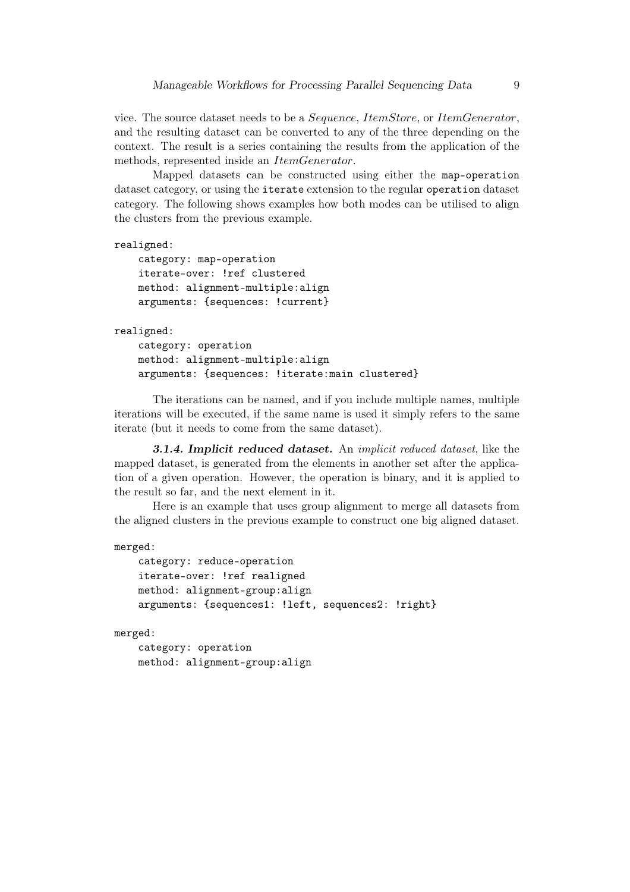vice. The source dataset needs to be a *Sequence*, *ItemStore*, or *ItemGenerator*, and the resulting dataset can be converted to any of the three depending on the context. The result is a series containing the results from the application of the methods, represented inside an *ItemGenerator*.

Mapped datasets can be constructed using either the `map-operation` dataset category, or using the `iterate` extension to the regular `operation` dataset category. The following shows examples how both modes can be utilised to align the clusters from the previous example.

```
realigned:
    category: map-operation
    iterate-over: !ref clustered
    method: alignment-multiple:align
    arguments: {sequences: !current}

realigned:
    category: operation
    method: alignment-multiple:align
    arguments: {sequences: !iterate:main clustered}
```

The iterations can be named, and if you include multiple names, multiple iterations will be executed, if the same name is used it simply refers to the same iterate (but it needs to come from the same dataset).

***3.1.4. Implicit reduced dataset.*** An *implicit reduced dataset*, like the mapped dataset, is generated from the elements in another set after the application of a given operation. However, the operation is binary, and it is applied to the result so far, and the next element in it.

Here is an example that uses group alignment to merge all datasets from the aligned clusters in the previous example to construct one big aligned dataset.

```
merged:
    category: reduce-operation
    iterate-over: !ref realigned
    method: alignment-group:align
    arguments: {sequences1: !left, sequences2: !right}

merged:
    category: operation
    method: alignment-group:align
```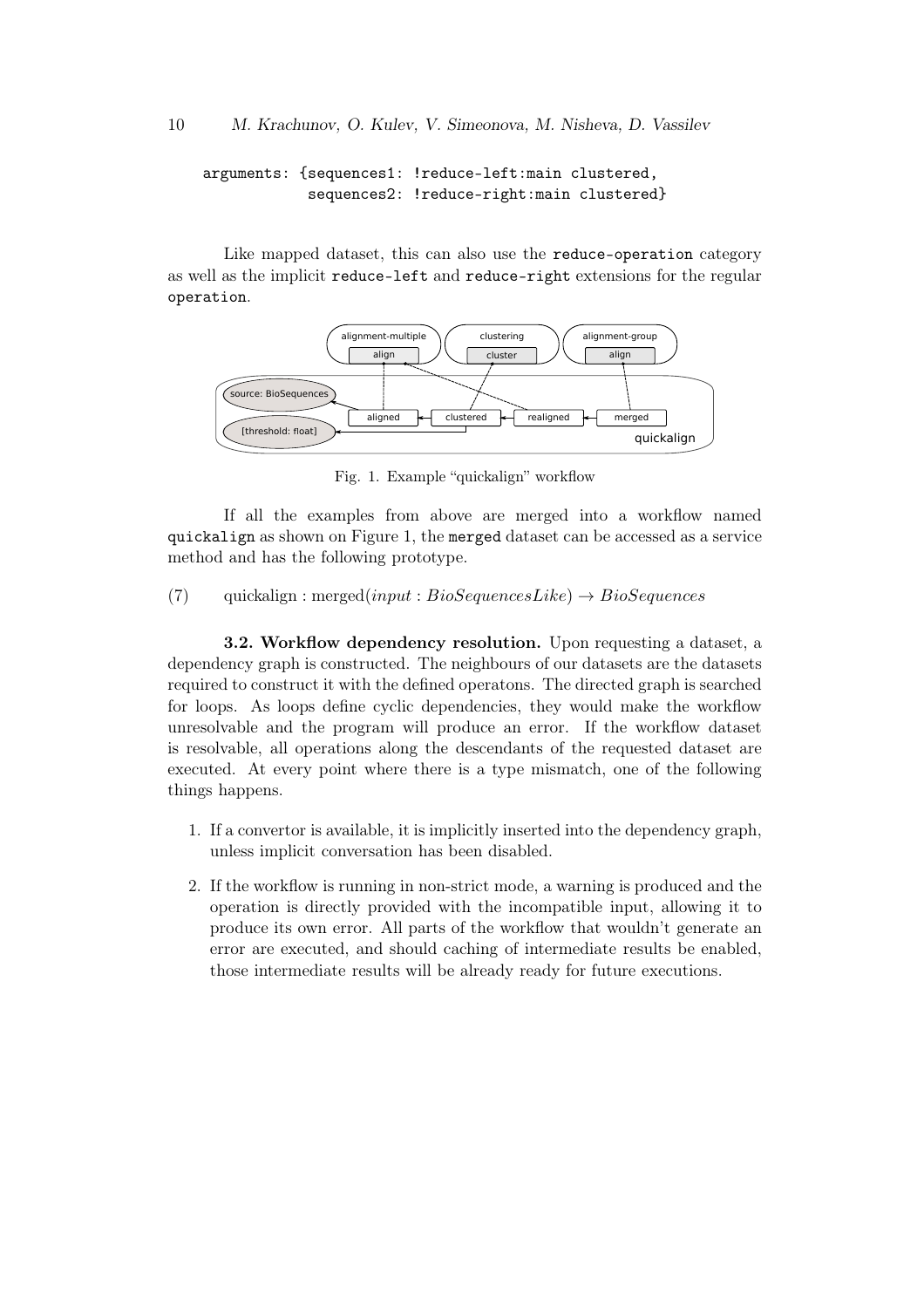```
arguments: {sequences1: !reduce-left:main clustered,
            sequences2: !reduce-right:main clustered}
```

Like mapped dataset, this can also use the `reduce-operation` category as well as the implicit `reduce-left` and `reduce-right` extensions for the regular `operation`.

Fig. 1. Example "quickalign" workflow

If all the examples from above are merged into a workflow named `quickalign` as shown on Figure 1, the `merged` dataset can be accessed as a service method and has the following prototype.

$$\text{quickalign} : \text{merged}(input : BioSequencesLike) \rightarrow BioSequences \tag{7}$$

**3.2. Workflow dependency resolution.** Upon requesting a dataset, a dependency graph is constructed. The neighbours of our datasets are the datasets required to construct it with the defined operatons. The directed graph is searched for loops. As loops define cyclic dependencies, they would make the workflow unresolvable and the program will produce an error. If the workflow dataset is resolvable, all operations along the descendants of the requested dataset are executed. At every point where there is a type mismatch, one of the following things happens.

1. If a convertor is available, it is implicitly inserted into the dependency graph, unless implicit conversation has been disabled.
2. If the workflow is running in non-strict mode, a warning is produced and the operation is directly provided with the incompatible input, allowing it to produce its own error. All parts of the workflow that wouldn't generate an error are executed, and should caching of intermediate results be enabled, those intermediate results will be already ready for future executions.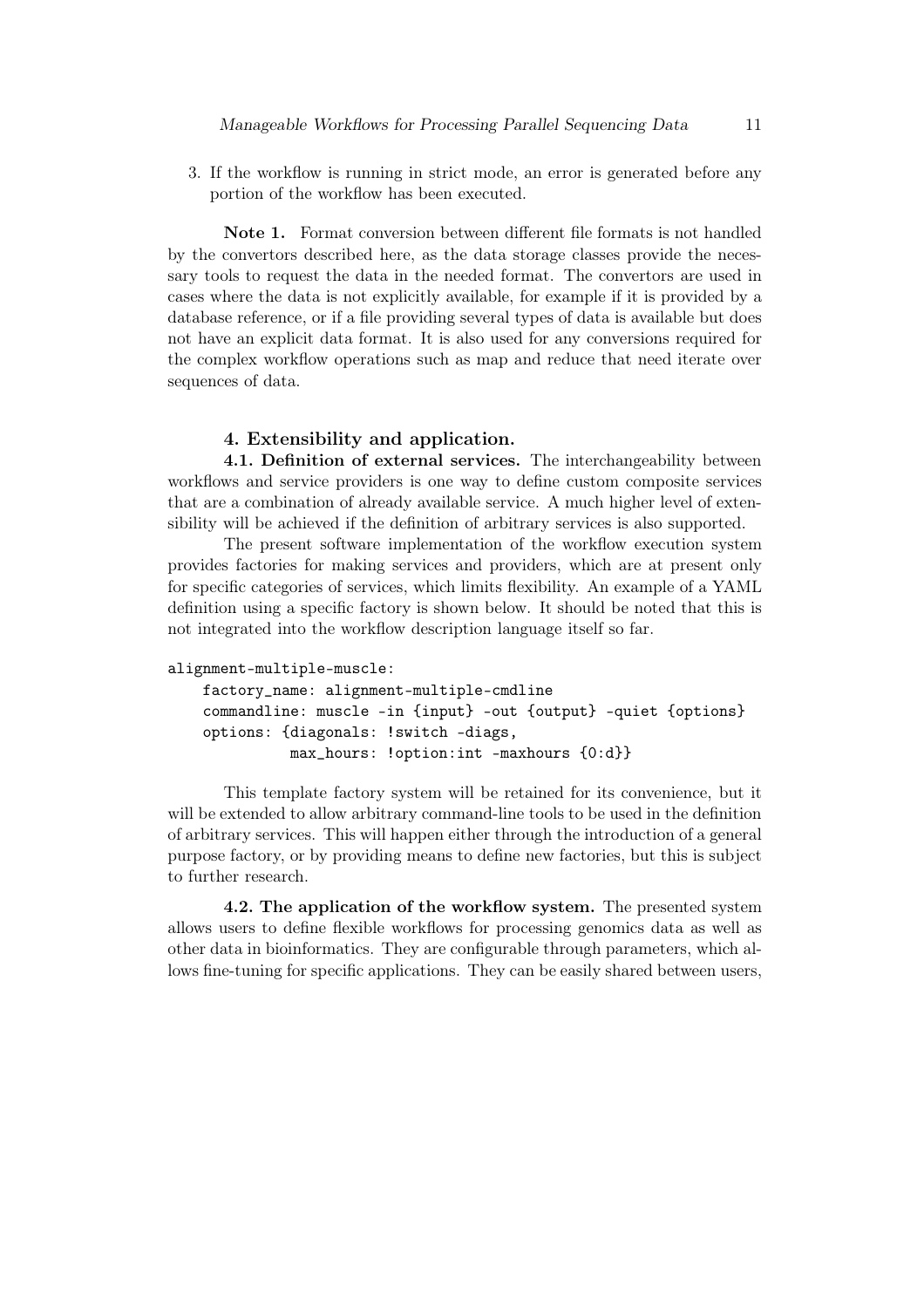3. If the workflow is running in strict mode, an error is generated before any portion of the workflow has been executed.

**Note 1.** Format conversion between different file formats is not handled by the convertors described here, as the data storage classes provide the necessary tools to request the data in the needed format. The convertors are used in cases where the data is not explicitly available, for example if it is provided by a database reference, or if a file providing several types of data is available but does not have an explicit data format. It is also used for any conversions required for the complex workflow operations such as map and reduce that need iterate over sequences of data.

## 4. Extensibility and application.

**4.1. Definition of external services.** The interchangeability between workflows and service providers is one way to define custom composite services that are a combination of already available service. A much higher level of extensibility will be achieved if the definition of arbitrary services is also supported.

The present software implementation of the workflow execution system provides factories for making services and providers, which are at present only for specific categories of services, which limits flexibility. An example of a YAML definition using a specific factory is shown below. It should be noted that this is not integrated into the workflow description language itself so far.

```
alignment-multiple-muscle:
    factory_name: alignment-multiple-cmdline
    commandline: muscle -in {input} -out {output} -quiet {options}
    options: {diagonals: !switch -diags,
              max_hours: !option:int -maxhours {0:d}}
```

This template factory system will be retained for its convenience, but it will be extended to allow arbitrary command-line tools to be used in the definition of arbitrary services. This will happen either through the introduction of a general purpose factory, or by providing means to define new factories, but this is subject to further research.

**4.2. The application of the workflow system.** The presented system allows users to define flexible workflows for processing genomics data as well as other data in bioinformatics. They are configurable through parameters, which allows fine-tuning for specific applications. They can be easily shared between users,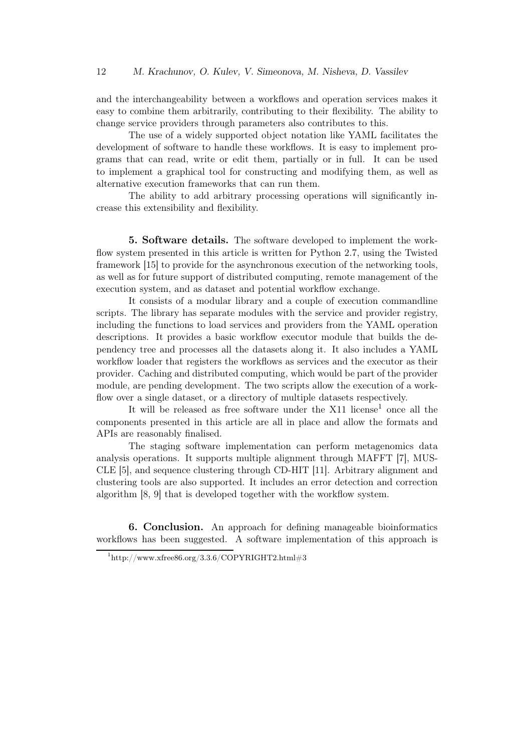and the interchangeability between a workflows and operation services makes it easy to combine them arbitrarily, contributing to their flexibility. The ability to change service providers through parameters also contributes to this.

The use of a widely supported object notation like YAML facilitates the development of software to handle these workflows. It is easy to implement programs that can read, write or edit them, partially or in full. It can be used to implement a graphical tool for constructing and modifying them, as well as alternative execution frameworks that can run them.

The ability to add arbitrary processing operations will significantly increase this extensibility and flexibility.

**5. Software details.** The software developed to implement the workflow system presented in this article is written for Python 2.7, using the Twisted framework [15] to provide for the asynchronous execution of the networking tools, as well as for future support of distributed computing, remote management of the execution system, and as dataset and potential workflow exchange.

It consists of a modular library and a couple of execution commandline scripts. The library has separate modules with the service and provider registry, including the functions to load services and providers from the YAML operation descriptions. It provides a basic workflow executor module that builds the dependency tree and processes all the datasets along it. It also includes a YAML workflow loader that registers the workflows as services and the executor as their provider. Caching and distributed computing, which would be part of the provider module, are pending development. The two scripts allow the execution of a workflow over a single dataset, or a directory of multiple datasets respectively.

It will be released as free software under the X11 license[1] once all the components presented in this article are all in place and allow the formats and APIs are reasonably finalised.

The staging software implementation can perform metagenomics data analysis operations. It supports multiple alignment through MAFFT [7], MUSCLE [5], and sequence clustering through CD-HIT [11]. Arbitrary alignment and clustering tools are also supported. It includes an error detection and correction algorithm [8, 9] that is developed together with the workflow system.

**6. Conclusion.** An approach for defining manageable bioinformatics workflows has been suggested. A software implementation of this approach is

[1] http://www.xfree86.org/3.3.6/COPYRIGHT2.html#3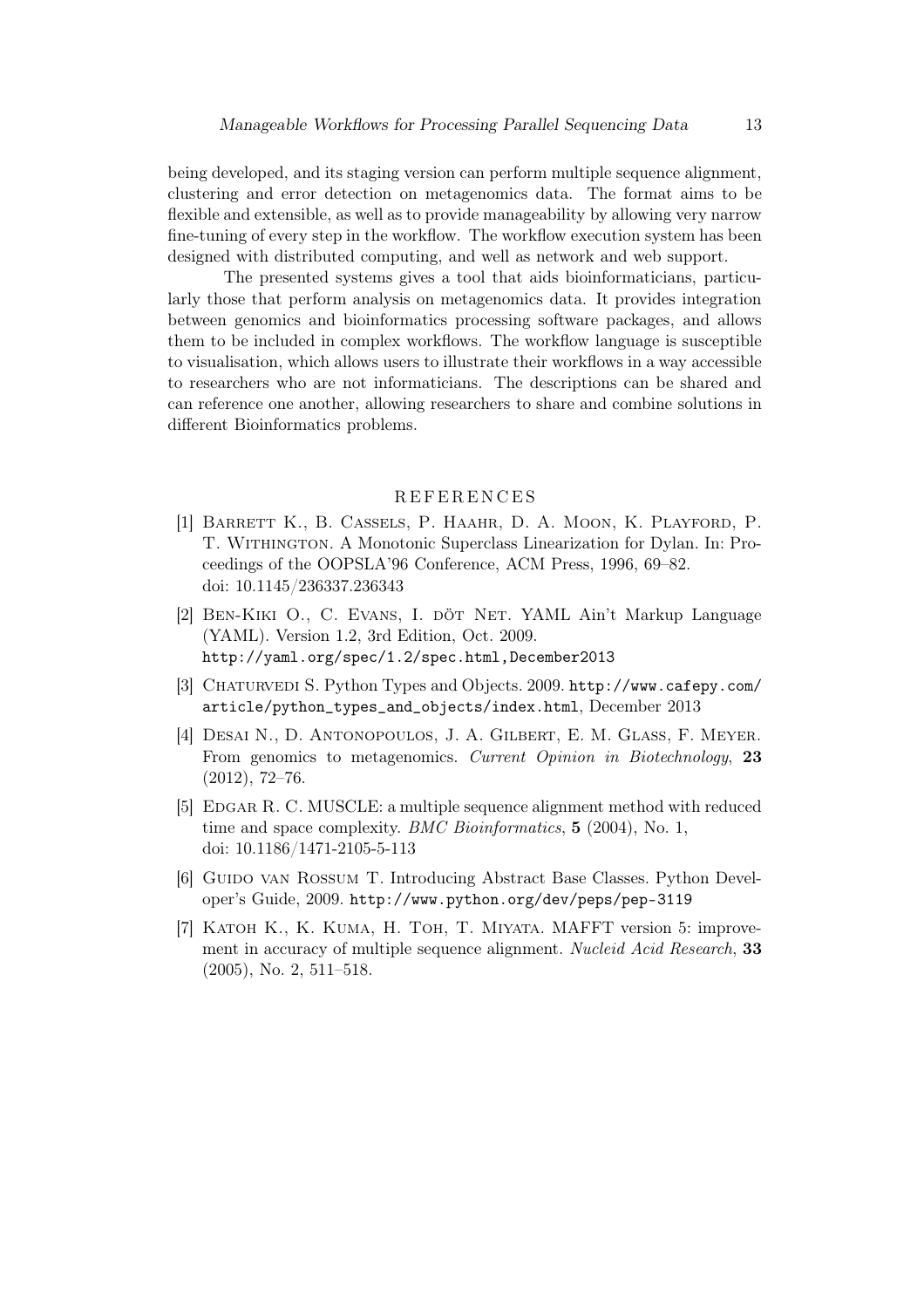being developed, and its staging version can perform multiple sequence alignment, clustering and error detection on metagenomics data. The format aims to be flexible and extensible, as well as to provide manageability by allowing very narrow fine-tuning of every step in the workflow. The workflow execution system has been designed with distributed computing, and well as network and web support.

The presented systems gives a tool that aids bioinformaticians, particularly those that perform analysis on metagenomics data. It provides integration between genomics and bioinformatics processing software packages, and allows them to be included in complex workflows. The workflow language is susceptible to visualisation, which allows users to illustrate their workflows in a way accessible to researchers who are not informaticians. The descriptions can be shared and can reference one another, allowing researchers to share and combine solutions in different Bioinformatics problems.

## REFERENCES

[1] Barrett K., B. Cassels, P. Haahr, D. A. Moon, K. Playford, P. T. Withington. A Monotonic Superclass Linearization for Dylan. In: Proceedings of the OOPSLA'96 Conference, ACM Press, 1996, 69–82. doi: 10.1145/236337.236343

[2] Ben-Kiki O., C. Evans, I. döt Net. YAML Ain't Markup Language (YAML). Version 1.2, 3rd Edition, Oct. 2009. `http://yaml.org/spec/1.2/spec.html,December2013`

[3] Chaturvedi S. Python Types and Objects. 2009. `http://www.cafepy.com/article/python_types_and_objects/index.html`, December 2013

[4] Desai N., D. Antonopoulos, J. A. Gilbert, E. M. Glass, F. Meyer. From genomics to metagenomics. *Current Opinion in Biotechnology*, **23** (2012), 72–76.

[5] Edgar R. C. MUSCLE: a multiple sequence alignment method with reduced time and space complexity. *BMC Bioinformatics*, **5** (2004), No. 1, doi: 10.1186/1471-2105-5-113

[6] Guido van Rossum T. Introducing Abstract Base Classes. Python Developer's Guide, 2009. `http://www.python.org/dev/peps/pep-3119`

[7] Katoh K., K. Kuma, H. Toh, T. Miyata. MAFFT version 5: improvement in accuracy of multiple sequence alignment. *Nucleid Acid Research*, **33** (2005), No. 2, 511–518.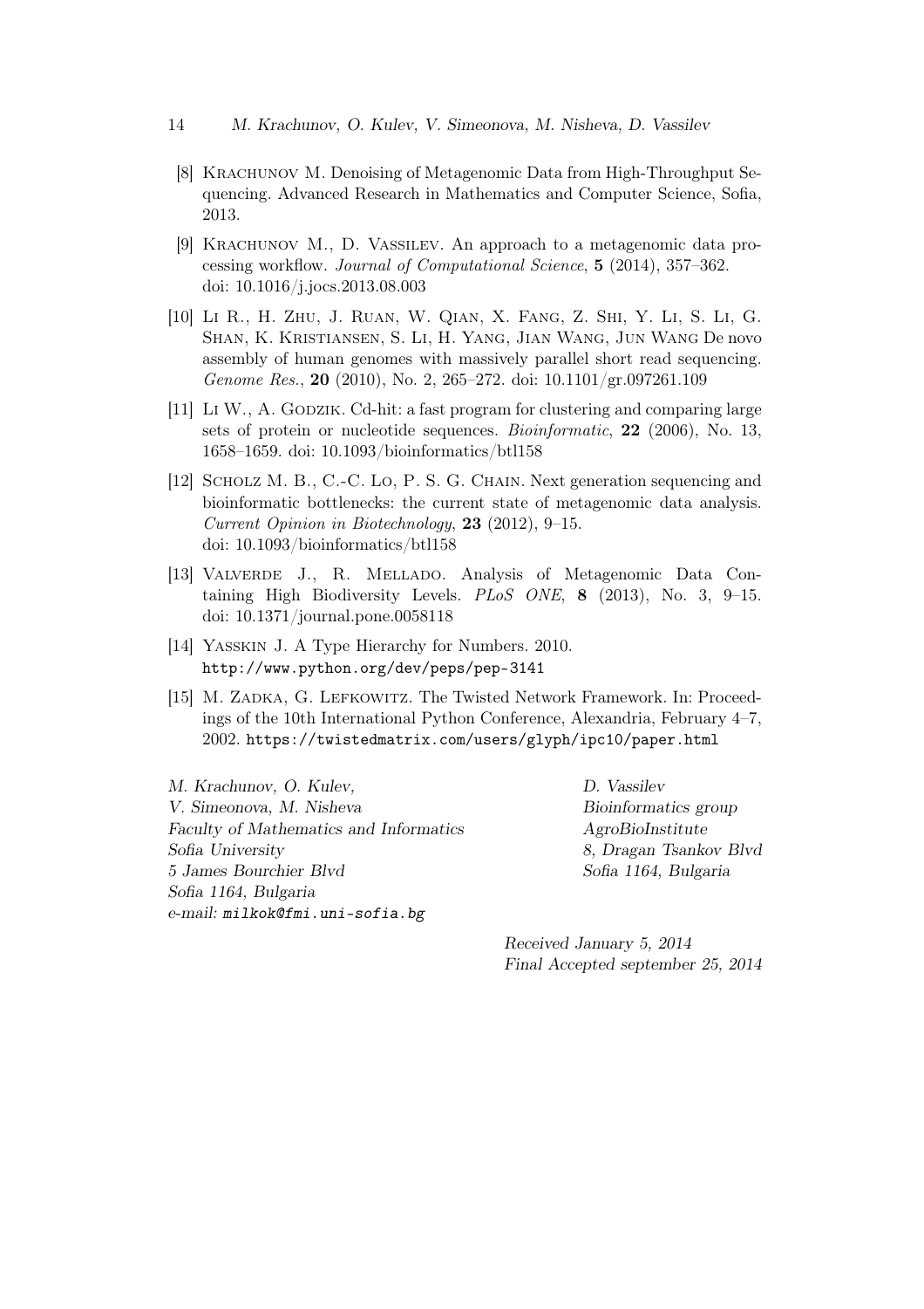[8] Krachunov M. Denoising of Metagenomic Data from High-Throughput Sequencing. Advanced Research in Mathematics and Computer Science, Sofia, 2013.

[9] Krachunov M., D. Vassilev. An approach to a metagenomic data processing workflow. *Journal of Computational Science*, **5** (2014), 357–362. doi: 10.1016/j.jocs.2013.08.003

[10] Li R., H. Zhu, J. Ruan, W. Qian, X. Fang, Z. Shi, Y. Li, S. Li, G. Shan, K. Kristiansen, S. Li, H. Yang, Jian Wang, Jun Wang De novo assembly of human genomes with massively parallel short read sequencing. *Genome Res.*, **20** (2010), No. 2, 265–272. doi: 10.1101/gr.097261.109

[11] Li W., A. Godzik. Cd-hit: a fast program for clustering and comparing large sets of protein or nucleotide sequences. *Bioinformatic*, **22** (2006), No. 13, 1658–1659. doi: 10.1093/bioinformatics/btl158

[12] Scholz M. B., C.-C. Lo, P. S. G. Chain. Next generation sequencing and bioinformatic bottlenecks: the current state of metagenomic data analysis. *Current Opinion in Biotechnology*, **23** (2012), 9–15. doi: 10.1093/bioinformatics/btl158

[13] Valverde J., R. Mellado. Analysis of Metagenomic Data Containing High Biodiversity Levels. *PLoS ONE*, **8** (2013), No. 3, 9–15. doi: 10.1371/journal.pone.0058118

[14] Yasskin J. A Type Hierarchy for Numbers. 2010. `http://www.python.org/dev/peps/pep-3141`

[15] M. Zadka, G. Lefkowitz. The Twisted Network Framework. In: Proceedings of the 10th International Python Conference, Alexandria, February 4–7, 2002. `https://twistedmatrix.com/users/glyph/ipc10/paper.html`

*M. Krachunov, O. Kulev,*
*V. Simeonova, M. Nisheva*
*Faculty of Mathematics and Informatics*
*Sofia University*
*5 James Bourchier Blvd*
*Sofia 1164, Bulgaria*
*e-mail:* `milkok@fmi.uni-sofia.bg`

*D. Vassilev*
*Bioinformatics group*
*AgroBioInstitute*
*8, Dragan Tsankov Blvd*
*Sofia 1164, Bulgaria*

*Received January 5, 2014*
*Final Accepted september 25, 2014*